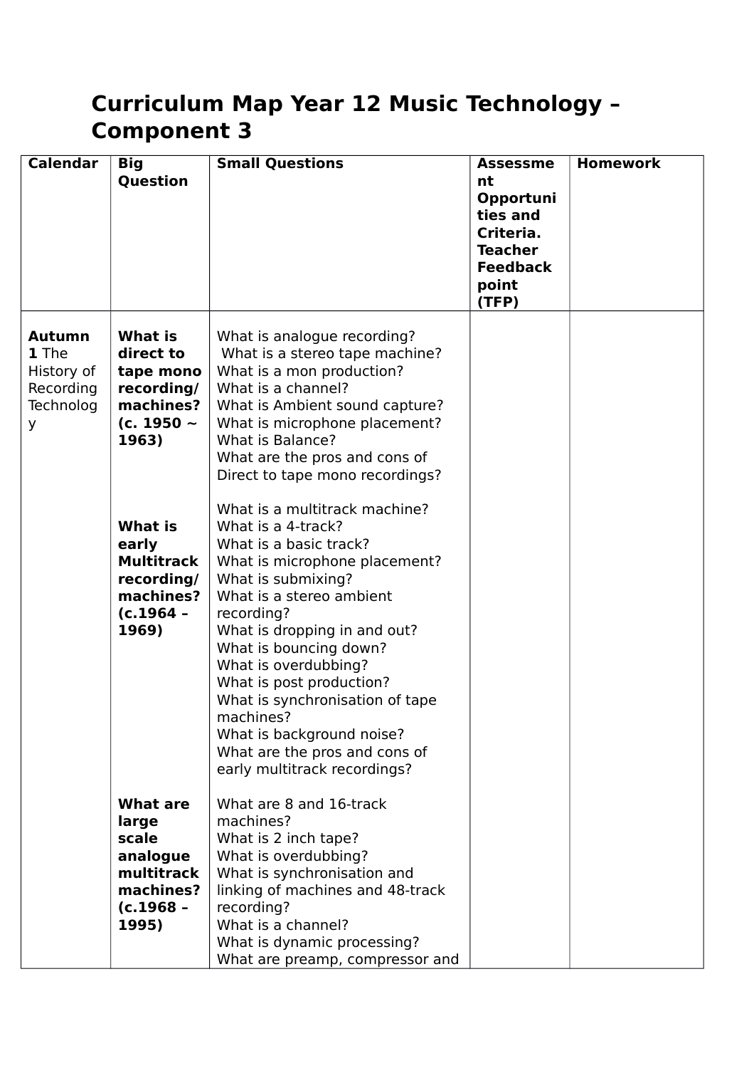# Curriculum Map Year 12 Music Technology – Component 3

| Calendar | Big Question | Small Questions | Assessment Opportunities and Criteria. Teacher Feedback point (TFP) | Homework |
|---|---|---|---|---|
| **Autumn 1** The History of Recording Technology | **What is direct to tape mono recording/ machines? (c. 1950 ~ 1963)**<br><br>**What is early Multitrack recording/ machines? (c.1964 – 1969)**<br><br>**What are large scale analogue multitrack machines? (c.1968 – 1995)** | What is analogue recording?<br>What is a stereo tape machine?<br>What is a mon production?<br>What is a channel?<br>What is Ambient sound capture?<br>What is microphone placement?<br>What is Balance?<br>What are the pros and cons of Direct to tape mono recordings?<br><br>What is a multitrack machine?<br>What is a 4-track?<br>What is a basic track?<br>What is microphone placement?<br>What is submixing?<br>What is a stereo ambient recording?<br>What is dropping in and out?<br>What is bouncing down?<br>What is overdubbing?<br>What is post production?<br>What is synchronisation of tape machines?<br>What is background noise?<br>What are the pros and cons of early multitrack recordings?<br><br>What are 8 and 16-track machines?<br>What is 2 inch tape?<br>What is overdubbing?<br>What is synchronisation and linking of machines and 48-track recording?<br>What is a channel?<br>What is dynamic processing?<br>What are preamp, compressor and | | |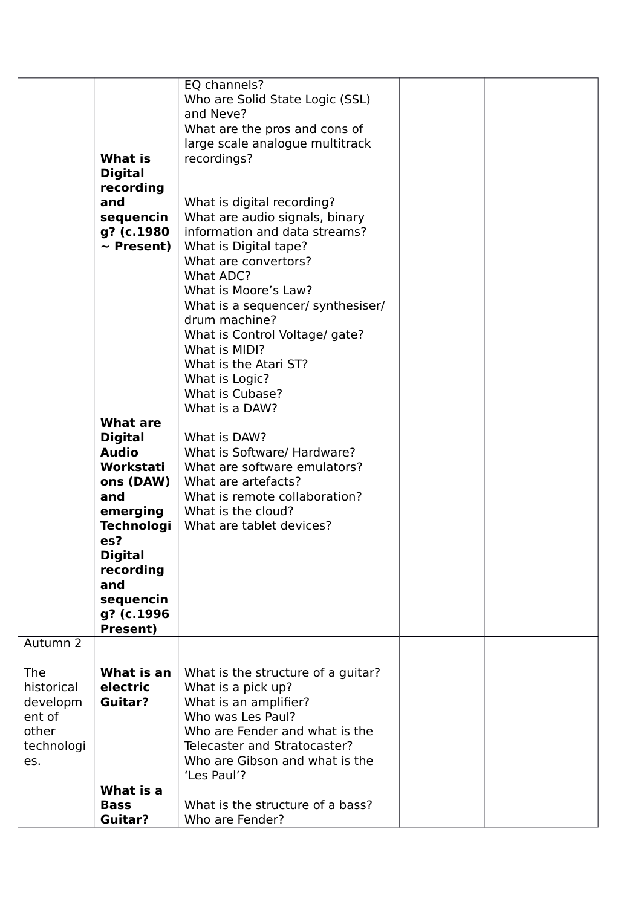| | | | | |
|---|---|---|---|---|
| | **What is Digital recording and sequencing? (c.1980 ~ Present)** | EQ channels?<br>Who are Solid State Logic (SSL) and Neve?<br>What are the pros and cons of large scale analogue multitrack recordings?<br><br>What is digital recording?<br>What are audio signals, binary information and data streams?<br>What is Digital tape?<br>What are convertors?<br>What ADC?<br>What is Moore's Law?<br>What is a sequencer/ synthesiser/ drum machine?<br>What is Control Voltage/ gate?<br>What is MIDI?<br>What is the Atari ST?<br>What is Logic?<br>What is Cubase?<br>What is a DAW? | | |
| | **What are Digital Audio Workstations (DAW) and emerging Technologies? Digital recording and sequencing? (c.1996 Present)** | What is DAW?<br>What is Software/ Hardware?<br>What are software emulators?<br>What are artefacts?<br>What is remote collaboration?<br>What is the cloud?<br>What are tablet devices? | | |
| Autumn 2<br><br>The historical development of other technologies. | **What is an electric Guitar?**<br><br><br><br><br><br><br>**What is a Bass Guitar?** | What is the structure of a guitar?<br>What is a pick up?<br>What is an amplifier?<br>Who was Les Paul?<br>Who are Fender and what is the Telecaster and Stratocaster?<br>Who are Gibson and what is the 'Les Paul'?<br><br>What is the structure of a bass?<br>Who are Fender? | | |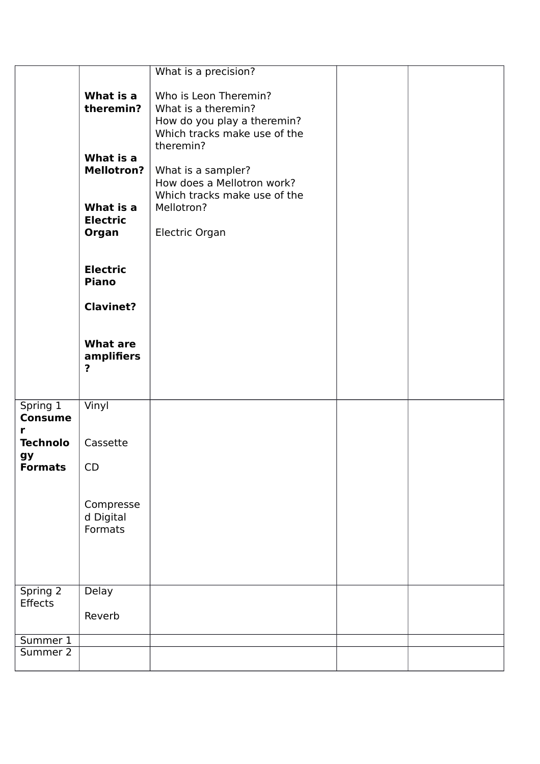| | | | | |
|---|---|---|---|---|
| | **What is a theremin?**<br><br>**What is a Mellotron?**<br><br>**What is a Electric Organ**<br><br>**Electric Piano**<br><br>**Clavinet?**<br><br>**What are amplifiers?** | What is a precision?<br><br>Who is Leon Theremin?<br>What is a theremin?<br>How do you play a theremin?<br>Which tracks make use of the theremin?<br><br>What is a sampler?<br>How does a Mellotron work?<br>Which tracks make use of the Mellotron?<br><br>Electric Organ | | |
| Spring 1 **Consumer Technology Formats** | Vinyl<br><br>Cassette<br><br>CD<br><br>Compressed Digital Formats | | | |
| Spring 2 Effects | Delay<br><br>Reverb | | | |
| Summer 1 | | | | |
| Summer 2 | | | | |